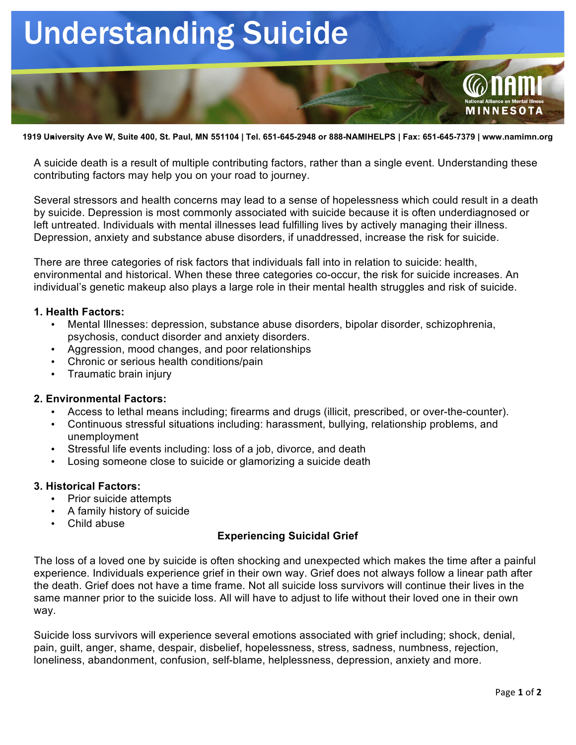# Understanding Suicide

NAMI National Alliance on Mental Illness MINNESOTA

**1919 University Ave W, Suite 400, St. Paul, MN 551104 | Tel. 651-645-2948 or 888-NAMIHELPS | Fax: 651-645-7379 | www.namimn.org**

A suicide death is a result of multiple contributing factors, rather than a single event. Understanding these contributing factors may help you on your road to journey.

Several stressors and health concerns may lead to a sense of hopelessness which could result in a death by suicide. Depression is most commonly associated with suicide because it is often underdiagnosed or left untreated. Individuals with mental illnesses lead fulfilling lives by actively managing their illness. Depression, anxiety and substance abuse disorders, if unaddressed, increase the risk for suicide.

There are three categories of risk factors that individuals fall into in relation to suicide: health, environmental and historical. When these three categories co-occur, the risk for suicide increases. An individual's genetic makeup also plays a large role in their mental health struggles and risk of suicide.

**1. Health Factors:**

- Mental Illnesses: depression, substance abuse disorders, bipolar disorder, schizophrenia, psychosis, conduct disorder and anxiety disorders.
- Aggression, mood changes, and poor relationships
- Chronic or serious health conditions/pain
- Traumatic brain injury

**2. Environmental Factors:**

- Access to lethal means including; firearms and drugs (illicit, prescribed, or over-the-counter).
- Continuous stressful situations including: harassment, bullying, relationship problems, and unemployment
- Stressful life events including: loss of a job, divorce, and death
- Losing someone close to suicide or glamorizing a suicide death

**3. Historical Factors:**

- Prior suicide attempts
- A family history of suicide
- Child abuse

## Experiencing Suicidal Grief

The loss of a loved one by suicide is often shocking and unexpected which makes the time after a painful experience. Individuals experience grief in their own way. Grief does not always follow a linear path after the death. Grief does not have a time frame. Not all suicide loss survivors will continue their lives in the same manner prior to the suicide loss. All will have to adjust to life without their loved one in their own way.

Suicide loss survivors will experience several emotions associated with grief including; shock, denial, pain, guilt, anger, shame, despair, disbelief, hopelessness, stress, sadness, numbness, rejection, loneliness, abandonment, confusion, self-blame, helplessness, depression, anxiety and more.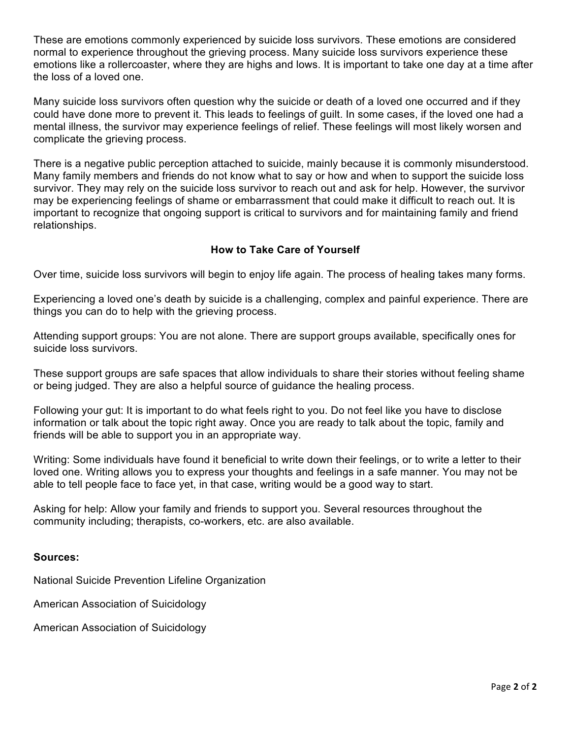These are emotions commonly experienced by suicide loss survivors. These emotions are considered normal to experience throughout the grieving process. Many suicide loss survivors experience these emotions like a rollercoaster, where they are highs and lows. It is important to take one day at a time after the loss of a loved one.

Many suicide loss survivors often question why the suicide or death of a loved one occurred and if they could have done more to prevent it. This leads to feelings of guilt. In some cases, if the loved one had a mental illness, the survivor may experience feelings of relief. These feelings will most likely worsen and complicate the grieving process.

There is a negative public perception attached to suicide, mainly because it is commonly misunderstood. Many family members and friends do not know what to say or how and when to support the suicide loss survivor. They may rely on the suicide loss survivor to reach out and ask for help. However, the survivor may be experiencing feelings of shame or embarrassment that could make it difficult to reach out. It is important to recognize that ongoing support is critical to survivors and for maintaining family and friend relationships.

## How to Take Care of Yourself

Over time, suicide loss survivors will begin to enjoy life again. The process of healing takes many forms.

Experiencing a loved one's death by suicide is a challenging, complex and painful experience. There are things you can do to help with the grieving process.

Attending support groups: You are not alone. There are support groups available, specifically ones for suicide loss survivors.

These support groups are safe spaces that allow individuals to share their stories without feeling shame or being judged. They are also a helpful source of guidance the healing process.

Following your gut: It is important to do what feels right to you. Do not feel like you have to disclose information or talk about the topic right away. Once you are ready to talk about the topic, family and friends will be able to support you in an appropriate way.

Writing: Some individuals have found it beneficial to write down their feelings, or to write a letter to their loved one. Writing allows you to express your thoughts and feelings in a safe manner. You may not be able to tell people face to face yet, in that case, writing would be a good way to start.

Asking for help: Allow your family and friends to support you. Several resources throughout the community including; therapists, co-workers, etc. are also available.

**Sources:**

National Suicide Prevention Lifeline Organization

American Association of Suicidology

American Association of Suicidology